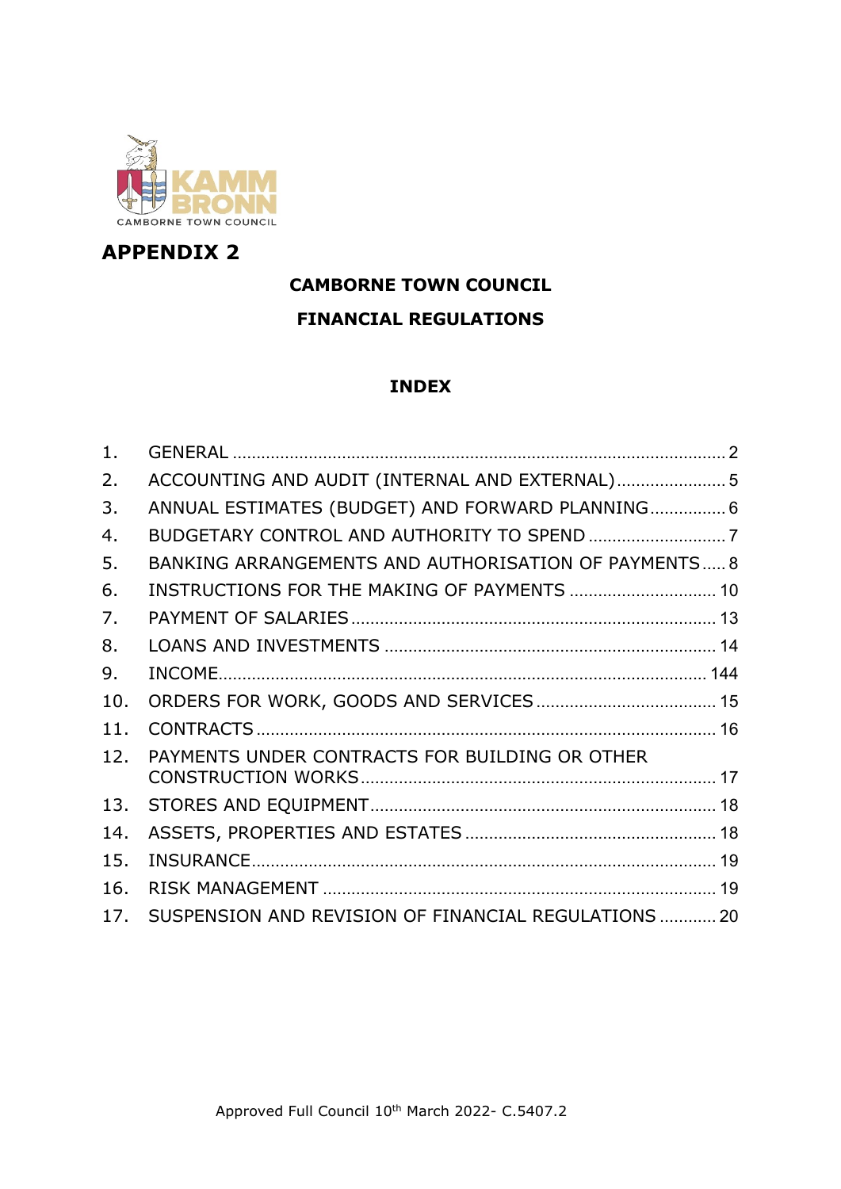KAMM BRONN
CAMBORNE TOWN COUNCIL

# APPENDIX 2

## CAMBORNE TOWN COUNCIL

## FINANCIAL REGULATIONS

### INDEX

| | | |
|---|---|---|
| 1. | GENERAL | 2 |
| 2. | ACCOUNTING AND AUDIT (INTERNAL AND EXTERNAL) | 5 |
| 3. | ANNUAL ESTIMATES (BUDGET) AND FORWARD PLANNING | 6 |
| 4. | BUDGETARY CONTROL AND AUTHORITY TO SPEND | 7 |
| 5. | BANKING ARRANGEMENTS AND AUTHORISATION OF PAYMENTS | 8 |
| 6. | INSTRUCTIONS FOR THE MAKING OF PAYMENTS | 10 |
| 7. | PAYMENT OF SALARIES | 13 |
| 8. | LOANS AND INVESTMENTS | 14 |
| 9. | INCOME | 144 |
| 10. | ORDERS FOR WORK, GOODS AND SERVICES | 15 |
| 11. | CONTRACTS | 16 |
| 12. | PAYMENTS UNDER CONTRACTS FOR BUILDING OR OTHER CONSTRUCTION WORKS | 17 |
| 13. | STORES AND EQUIPMENT | 18 |
| 14. | ASSETS, PROPERTIES AND ESTATES | 18 |
| 15. | INSURANCE | 19 |
| 16. | RISK MANAGEMENT | 19 |
| 17. | SUSPENSION AND REVISION OF FINANCIAL REGULATIONS | 20 |

Approved Full Council 10th March 2022- C.5407.2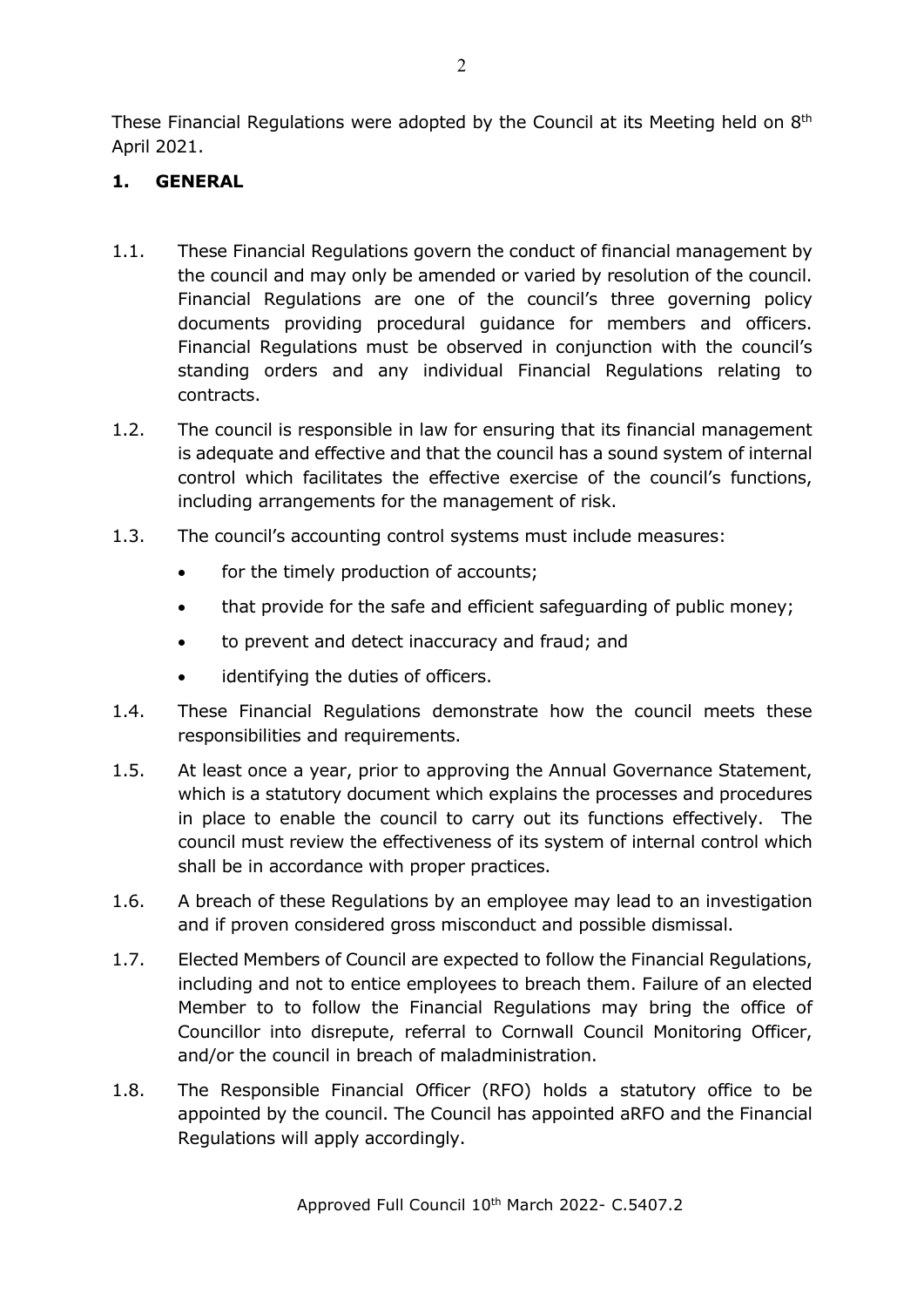These Financial Regulations were adopted by the Council at its Meeting held on 8th April 2021.

## 1. GENERAL

1.1. These Financial Regulations govern the conduct of financial management by the council and may only be amended or varied by resolution of the council. Financial Regulations are one of the council's three governing policy documents providing procedural guidance for members and officers. Financial Regulations must be observed in conjunction with the council's standing orders and any individual Financial Regulations relating to contracts.

1.2. The council is responsible in law for ensuring that its financial management is adequate and effective and that the council has a sound system of internal control which facilitates the effective exercise of the council's functions, including arrangements for the management of risk.

1.3. The council's accounting control systems must include measures:

- for the timely production of accounts;
- that provide for the safe and efficient safeguarding of public money;
- to prevent and detect inaccuracy and fraud; and
- identifying the duties of officers.

1.4. These Financial Regulations demonstrate how the council meets these responsibilities and requirements.

1.5. At least once a year, prior to approving the Annual Governance Statement, which is a statutory document which explains the processes and procedures in place to enable the council to carry out its functions effectively. The council must review the effectiveness of its system of internal control which shall be in accordance with proper practices.

1.6. A breach of these Regulations by an employee may lead to an investigation and if proven considered gross misconduct and possible dismissal.

1.7. Elected Members of Council are expected to follow the Financial Regulations, including and not to entice employees to breach them. Failure of an elected Member to to follow the Financial Regulations may bring the office of Councillor into disrepute, referral to Cornwall Council Monitoring Officer, and/or the council in breach of maladministration.

1.8. The Responsible Financial Officer (RFO) holds a statutory office to be appointed by the council. The Council has appointed aRFO and the Financial Regulations will apply accordingly.

Approved Full Council 10th March 2022- C.5407.2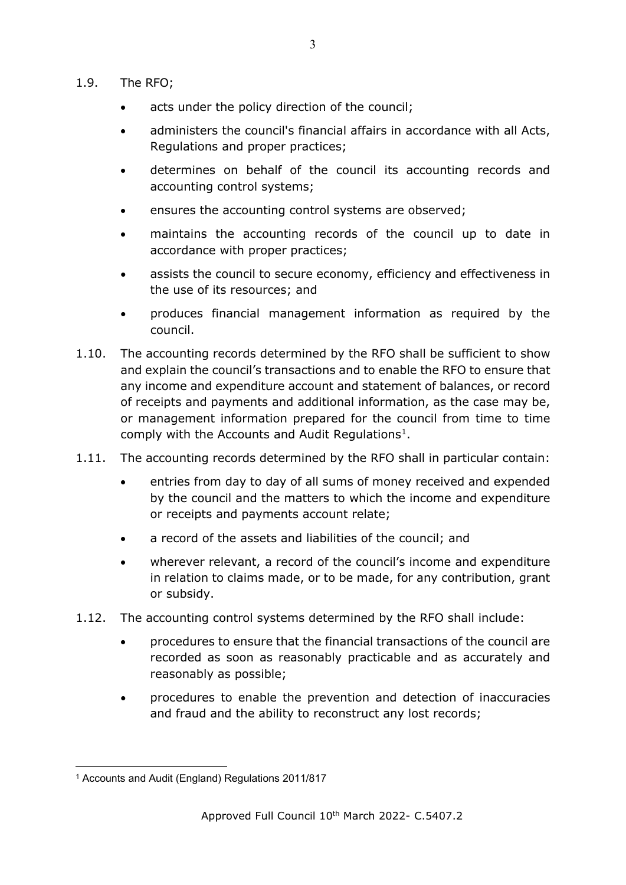1.9. The RFO;

- acts under the policy direction of the council;
- administers the council's financial affairs in accordance with all Acts, Regulations and proper practices;
- determines on behalf of the council its accounting records and accounting control systems;
- ensures the accounting control systems are observed;
- maintains the accounting records of the council up to date in accordance with proper practices;
- assists the council to secure economy, efficiency and effectiveness in the use of its resources; and
- produces financial management information as required by the council.

1.10. The accounting records determined by the RFO shall be sufficient to show and explain the council's transactions and to enable the RFO to ensure that any income and expenditure account and statement of balances, or record of receipts and payments and additional information, as the case may be, or management information prepared for the council from time to time comply with the Accounts and Audit Regulations[1].

1.11. The accounting records determined by the RFO shall in particular contain:

- entries from day to day of all sums of money received and expended by the council and the matters to which the income and expenditure or receipts and payments account relate;
- a record of the assets and liabilities of the council; and
- wherever relevant, a record of the council's income and expenditure in relation to claims made, or to be made, for any contribution, grant or subsidy.

1.12. The accounting control systems determined by the RFO shall include:

- procedures to ensure that the financial transactions of the council are recorded as soon as reasonably practicable and as accurately and reasonably as possible;
- procedures to enable the prevention and detection of inaccuracies and fraud and the ability to reconstruct any lost records;

[1] Accounts and Audit (England) Regulations 2011/817

Approved Full Council 10th March 2022- C.5407.2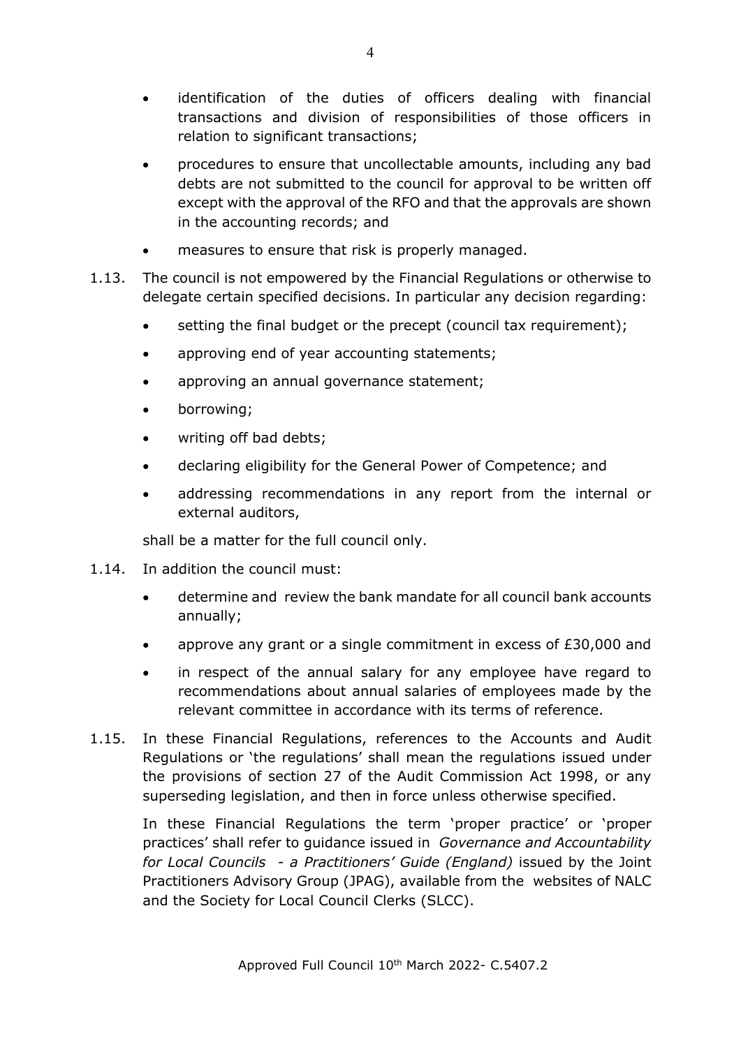- identification of the duties of officers dealing with financial transactions and division of responsibilities of those officers in relation to significant transactions;
- procedures to ensure that uncollectable amounts, including any bad debts are not submitted to the council for approval to be written off except with the approval of the RFO and that the approvals are shown in the accounting records; and
- measures to ensure that risk is properly managed.

1.13. The council is not empowered by the Financial Regulations or otherwise to delegate certain specified decisions. In particular any decision regarding:

- setting the final budget or the precept (council tax requirement);
- approving end of year accounting statements;
- approving an annual governance statement;
- borrowing;
- writing off bad debts;
- declaring eligibility for the General Power of Competence; and
- addressing recommendations in any report from the internal or external auditors,

shall be a matter for the full council only.

1.14. In addition the council must:

- determine and review the bank mandate for all council bank accounts annually;
- approve any grant or a single commitment in excess of £30,000 and
- in respect of the annual salary for any employee have regard to recommendations about annual salaries of employees made by the relevant committee in accordance with its terms of reference.

1.15. In these Financial Regulations, references to the Accounts and Audit Regulations or 'the regulations' shall mean the regulations issued under the provisions of section 27 of the Audit Commission Act 1998, or any superseding legislation, and then in force unless otherwise specified.

In these Financial Regulations the term 'proper practice' or 'proper practices' shall refer to guidance issued in *Governance and Accountability for Local Councils - a Practitioners' Guide (England)* issued by the Joint Practitioners Advisory Group (JPAG), available from the websites of NALC and the Society for Local Council Clerks (SLCC).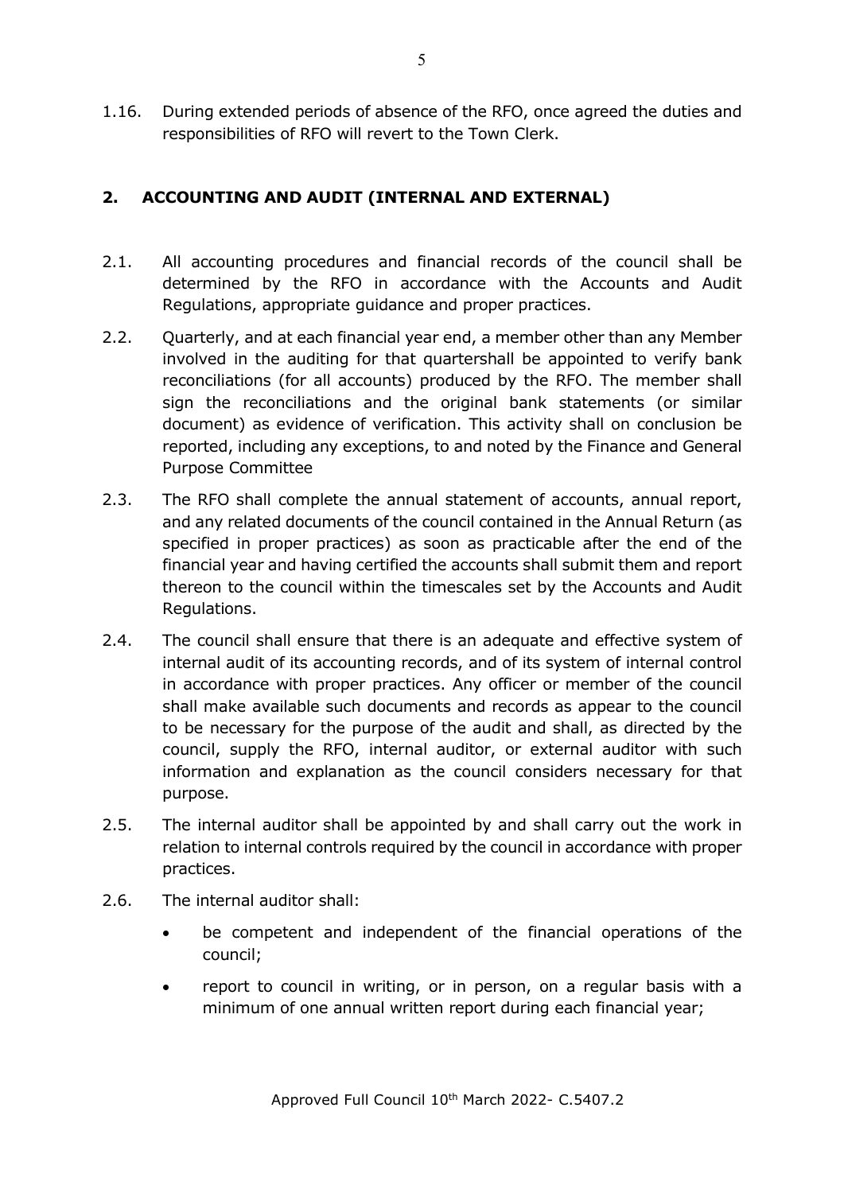1.16. During extended periods of absence of the RFO, once agreed the duties and responsibilities of RFO will revert to the Town Clerk.

## 2. ACCOUNTING AND AUDIT (INTERNAL AND EXTERNAL)

2.1. All accounting procedures and financial records of the council shall be determined by the RFO in accordance with the Accounts and Audit Regulations, appropriate guidance and proper practices.

2.2. Quarterly, and at each financial year end, a member other than any Member involved in the auditing for that quartershall be appointed to verify bank reconciliations (for all accounts) produced by the RFO. The member shall sign the reconciliations and the original bank statements (or similar document) as evidence of verification. This activity shall on conclusion be reported, including any exceptions, to and noted by the Finance and General Purpose Committee

2.3. The RFO shall complete the annual statement of accounts, annual report, and any related documents of the council contained in the Annual Return (as specified in proper practices) as soon as practicable after the end of the financial year and having certified the accounts shall submit them and report thereon to the council within the timescales set by the Accounts and Audit Regulations.

2.4. The council shall ensure that there is an adequate and effective system of internal audit of its accounting records, and of its system of internal control in accordance with proper practices. Any officer or member of the council shall make available such documents and records as appear to the council to be necessary for the purpose of the audit and shall, as directed by the council, supply the RFO, internal auditor, or external auditor with such information and explanation as the council considers necessary for that purpose.

2.5. The internal auditor shall be appointed by and shall carry out the work in relation to internal controls required by the council in accordance with proper practices.

2.6. The internal auditor shall:

- be competent and independent of the financial operations of the council;
- report to council in writing, or in person, on a regular basis with a minimum of one annual written report during each financial year;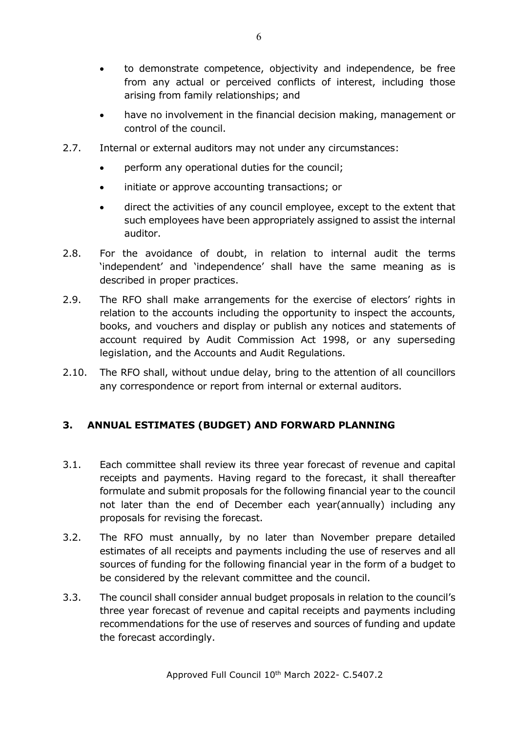- to demonstrate competence, objectivity and independence, be free from any actual or perceived conflicts of interest, including those arising from family relationships; and
- have no involvement in the financial decision making, management or control of the council.

2.7. Internal or external auditors may not under any circumstances:

- perform any operational duties for the council;
- initiate or approve accounting transactions; or
- direct the activities of any council employee, except to the extent that such employees have been appropriately assigned to assist the internal auditor.

2.8. For the avoidance of doubt, in relation to internal audit the terms 'independent' and 'independence' shall have the same meaning as is described in proper practices.

2.9. The RFO shall make arrangements for the exercise of electors' rights in relation to the accounts including the opportunity to inspect the accounts, books, and vouchers and display or publish any notices and statements of account required by Audit Commission Act 1998, or any superseding legislation, and the Accounts and Audit Regulations.

2.10. The RFO shall, without undue delay, bring to the attention of all councillors any correspondence or report from internal or external auditors.

## 3. ANNUAL ESTIMATES (BUDGET) AND FORWARD PLANNING

3.1. Each committee shall review its three year forecast of revenue and capital receipts and payments. Having regard to the forecast, it shall thereafter formulate and submit proposals for the following financial year to the council not later than the end of December each year(annually) including any proposals for revising the forecast.

3.2. The RFO must annually, by no later than November prepare detailed estimates of all receipts and payments including the use of reserves and all sources of funding for the following financial year in the form of a budget to be considered by the relevant committee and the council.

3.3. The council shall consider annual budget proposals in relation to the council's three year forecast of revenue and capital receipts and payments including recommendations for the use of reserves and sources of funding and update the forecast accordingly.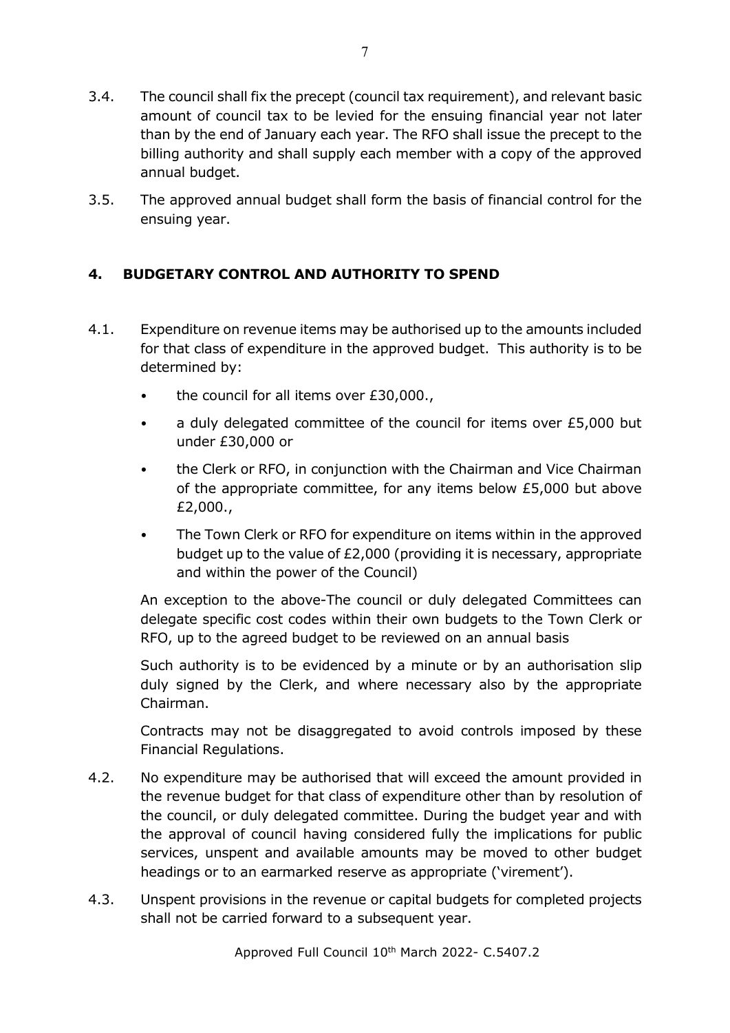3.4. The council shall fix the precept (council tax requirement), and relevant basic amount of council tax to be levied for the ensuing financial year not later than by the end of January each year. The RFO shall issue the precept to the billing authority and shall supply each member with a copy of the approved annual budget.

3.5. The approved annual budget shall form the basis of financial control for the ensuing year.

## 4. BUDGETARY CONTROL AND AUTHORITY TO SPEND

4.1. Expenditure on revenue items may be authorised up to the amounts included for that class of expenditure in the approved budget. This authority is to be determined by:

- the council for all items over £30,000.,
- a duly delegated committee of the council for items over £5,000 but under £30,000 or
- the Clerk or RFO, in conjunction with the Chairman and Vice Chairman of the appropriate committee, for any items below £5,000 but above £2,000.,
- The Town Clerk or RFO for expenditure on items within in the approved budget up to the value of £2,000 (providing it is necessary, appropriate and within the power of the Council)

An exception to the above-The council or duly delegated Committees can delegate specific cost codes within their own budgets to the Town Clerk or RFO, up to the agreed budget to be reviewed on an annual basis

Such authority is to be evidenced by a minute or by an authorisation slip duly signed by the Clerk, and where necessary also by the appropriate Chairman.

Contracts may not be disaggregated to avoid controls imposed by these Financial Regulations.

4.2. No expenditure may be authorised that will exceed the amount provided in the revenue budget for that class of expenditure other than by resolution of the council, or duly delegated committee. During the budget year and with the approval of council having considered fully the implications for public services, unspent and available amounts may be moved to other budget headings or to an earmarked reserve as appropriate ('virement').

4.3. Unspent provisions in the revenue or capital budgets for completed projects shall not be carried forward to a subsequent year.

Approved Full Council 10th March 2022- C.5407.2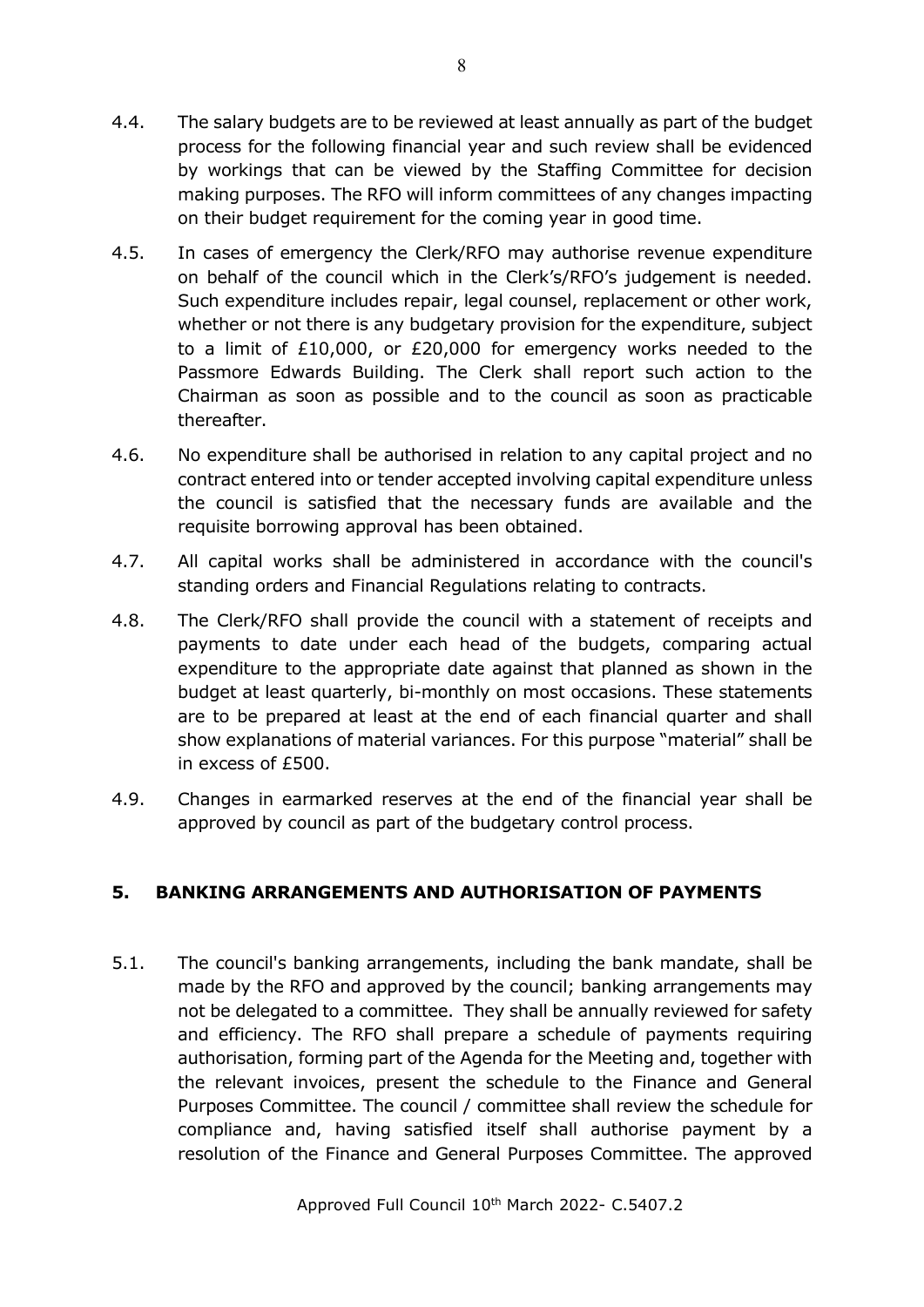4.4. The salary budgets are to be reviewed at least annually as part of the budget process for the following financial year and such review shall be evidenced by workings that can be viewed by the Staffing Committee for decision making purposes. The RFO will inform committees of any changes impacting on their budget requirement for the coming year in good time.

4.5. In cases of emergency the Clerk/RFO may authorise revenue expenditure on behalf of the council which in the Clerk's/RFO's judgement is needed. Such expenditure includes repair, legal counsel, replacement or other work, whether or not there is any budgetary provision for the expenditure, subject to a limit of £10,000, or £20,000 for emergency works needed to the Passmore Edwards Building. The Clerk shall report such action to the Chairman as soon as possible and to the council as soon as practicable thereafter.

4.6. No expenditure shall be authorised in relation to any capital project and no contract entered into or tender accepted involving capital expenditure unless the council is satisfied that the necessary funds are available and the requisite borrowing approval has been obtained.

4.7. All capital works shall be administered in accordance with the council's standing orders and Financial Regulations relating to contracts.

4.8. The Clerk/RFO shall provide the council with a statement of receipts and payments to date under each head of the budgets, comparing actual expenditure to the appropriate date against that planned as shown in the budget at least quarterly, bi-monthly on most occasions. These statements are to be prepared at least at the end of each financial quarter and shall show explanations of material variances. For this purpose "material" shall be in excess of £500.

4.9. Changes in earmarked reserves at the end of the financial year shall be approved by council as part of the budgetary control process.

## 5. BANKING ARRANGEMENTS AND AUTHORISATION OF PAYMENTS

5.1. The council's banking arrangements, including the bank mandate, shall be made by the RFO and approved by the council; banking arrangements may not be delegated to a committee. They shall be annually reviewed for safety and efficiency. The RFO shall prepare a schedule of payments requiring authorisation, forming part of the Agenda for the Meeting and, together with the relevant invoices, present the schedule to the Finance and General Purposes Committee. The council / committee shall review the schedule for compliance and, having satisfied itself shall authorise payment by a resolution of the Finance and General Purposes Committee. The approved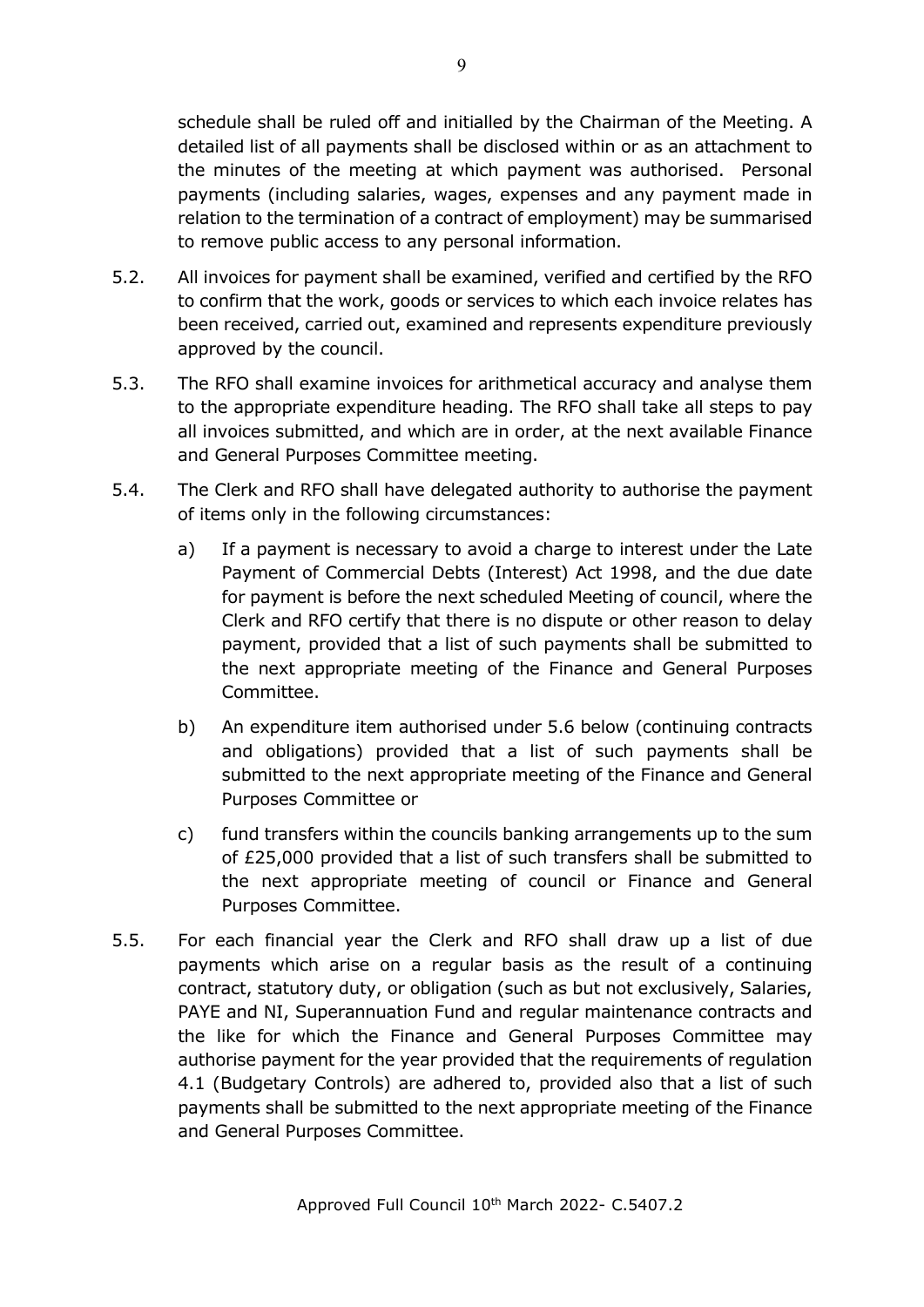schedule shall be ruled off and initialled by the Chairman of the Meeting. A detailed list of all payments shall be disclosed within or as an attachment to the minutes of the meeting at which payment was authorised. Personal payments (including salaries, wages, expenses and any payment made in relation to the termination of a contract of employment) may be summarised to remove public access to any personal information.

5.2. All invoices for payment shall be examined, verified and certified by the RFO to confirm that the work, goods or services to which each invoice relates has been received, carried out, examined and represents expenditure previously approved by the council.

5.3. The RFO shall examine invoices for arithmetical accuracy and analyse them to the appropriate expenditure heading. The RFO shall take all steps to pay all invoices submitted, and which are in order, at the next available Finance and General Purposes Committee meeting.

5.4. The Clerk and RFO shall have delegated authority to authorise the payment of items only in the following circumstances:

a) If a payment is necessary to avoid a charge to interest under the Late Payment of Commercial Debts (Interest) Act 1998, and the due date for payment is before the next scheduled Meeting of council, where the Clerk and RFO certify that there is no dispute or other reason to delay payment, provided that a list of such payments shall be submitted to the next appropriate meeting of the Finance and General Purposes Committee.

b) An expenditure item authorised under 5.6 below (continuing contracts and obligations) provided that a list of such payments shall be submitted to the next appropriate meeting of the Finance and General Purposes Committee or

c) fund transfers within the councils banking arrangements up to the sum of £25,000 provided that a list of such transfers shall be submitted to the next appropriate meeting of council or Finance and General Purposes Committee.

5.5. For each financial year the Clerk and RFO shall draw up a list of due payments which arise on a regular basis as the result of a continuing contract, statutory duty, or obligation (such as but not exclusively, Salaries, PAYE and NI, Superannuation Fund and regular maintenance contracts and the like for which the Finance and General Purposes Committee may authorise payment for the year provided that the requirements of regulation 4.1 (Budgetary Controls) are adhered to, provided also that a list of such payments shall be submitted to the next appropriate meeting of the Finance and General Purposes Committee.

Approved Full Council 10th March 2022- C.5407.2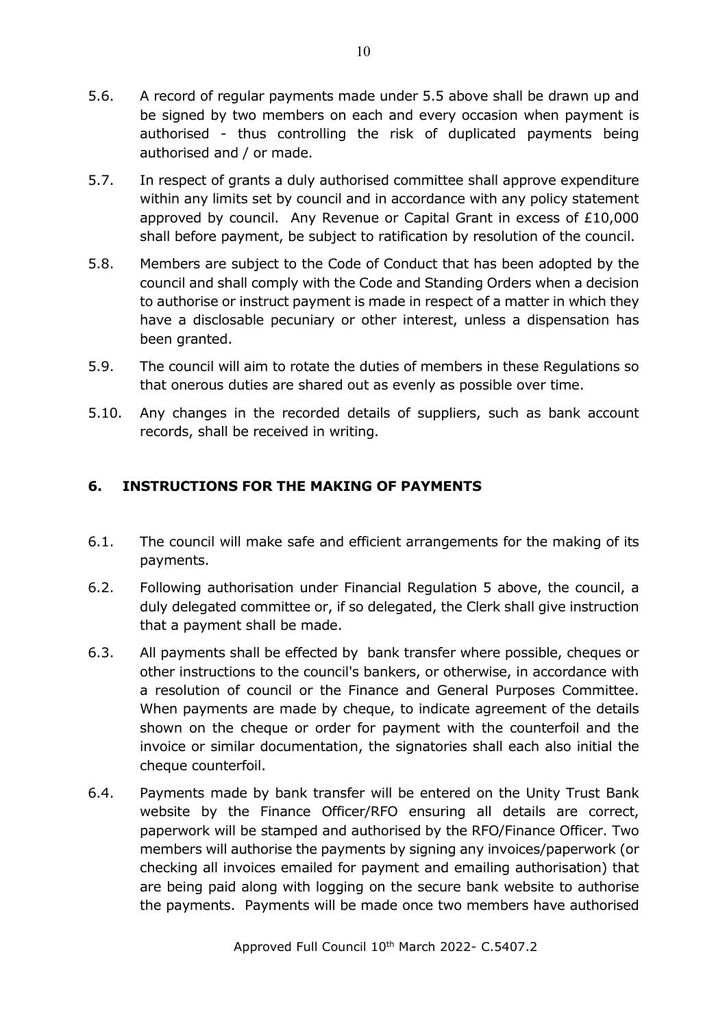5.6. A record of regular payments made under 5.5 above shall be drawn up and be signed by two members on each and every occasion when payment is authorised - thus controlling the risk of duplicated payments being authorised and / or made.

5.7. In respect of grants a duly authorised committee shall approve expenditure within any limits set by council and in accordance with any policy statement approved by council. Any Revenue or Capital Grant in excess of £10,000 shall before payment, be subject to ratification by resolution of the council.

5.8. Members are subject to the Code of Conduct that has been adopted by the council and shall comply with the Code and Standing Orders when a decision to authorise or instruct payment is made in respect of a matter in which they have a disclosable pecuniary or other interest, unless a dispensation has been granted.

5.9. The council will aim to rotate the duties of members in these Regulations so that onerous duties are shared out as evenly as possible over time.

5.10. Any changes in the recorded details of suppliers, such as bank account records, shall be received in writing.

## 6. INSTRUCTIONS FOR THE MAKING OF PAYMENTS

6.1. The council will make safe and efficient arrangements for the making of its payments.

6.2. Following authorisation under Financial Regulation 5 above, the council, a duly delegated committee or, if so delegated, the Clerk shall give instruction that a payment shall be made.

6.3. All payments shall be effected by bank transfer where possible, cheques or other instructions to the council's bankers, or otherwise, in accordance with a resolution of council or the Finance and General Purposes Committee. When payments are made by cheque, to indicate agreement of the details shown on the cheque or order for payment with the counterfoil and the invoice or similar documentation, the signatories shall each also initial the cheque counterfoil.

6.4. Payments made by bank transfer will be entered on the Unity Trust Bank website by the Finance Officer/RFO ensuring all details are correct, paperwork will be stamped and authorised by the RFO/Finance Officer. Two members will authorise the payments by signing any invoices/paperwork (or checking all invoices emailed for payment and emailing authorisation) that are being paid along with logging on the secure bank website to authorise the payments. Payments will be made once two members have authorised

Approved Full Council 10th March 2022- C.5407.2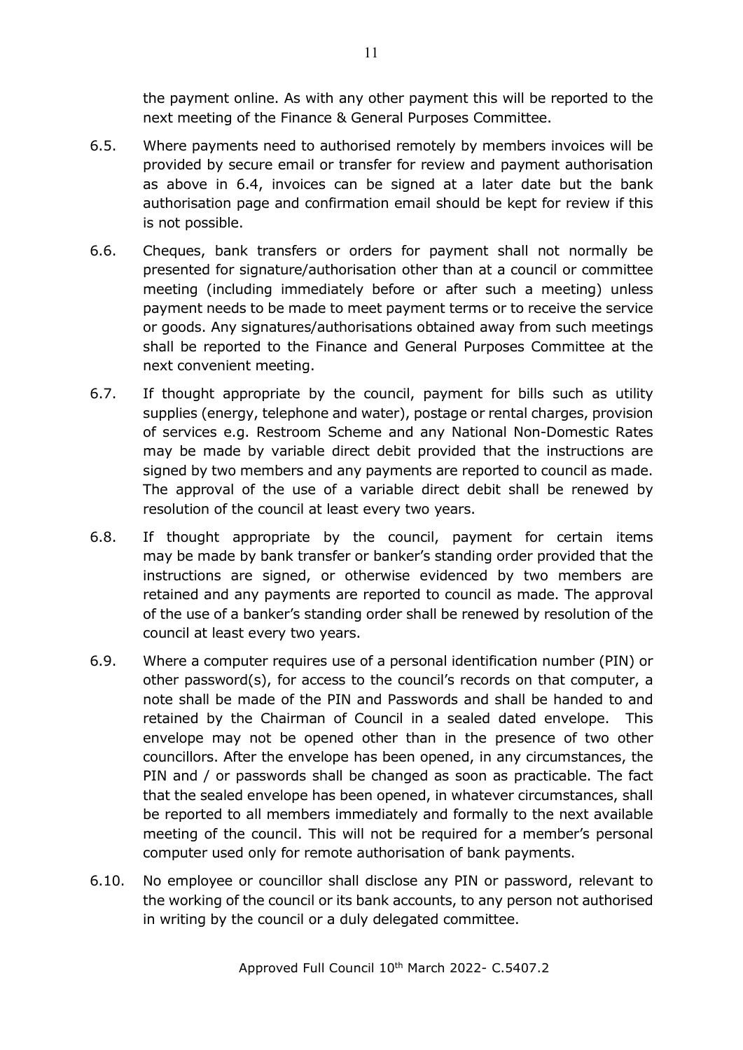the payment online. As with any other payment this will be reported to the next meeting of the Finance & General Purposes Committee.

6.5. Where payments need to authorised remotely by members invoices will be provided by secure email or transfer for review and payment authorisation as above in 6.4, invoices can be signed at a later date but the bank authorisation page and confirmation email should be kept for review if this is not possible.

6.6. Cheques, bank transfers or orders for payment shall not normally be presented for signature/authorisation other than at a council or committee meeting (including immediately before or after such a meeting) unless payment needs to be made to meet payment terms or to receive the service or goods. Any signatures/authorisations obtained away from such meetings shall be reported to the Finance and General Purposes Committee at the next convenient meeting.

6.7. If thought appropriate by the council, payment for bills such as utility supplies (energy, telephone and water), postage or rental charges, provision of services e.g. Restroom Scheme and any National Non-Domestic Rates may be made by variable direct debit provided that the instructions are signed by two members and any payments are reported to council as made. The approval of the use of a variable direct debit shall be renewed by resolution of the council at least every two years.

6.8. If thought appropriate by the council, payment for certain items may be made by bank transfer or banker's standing order provided that the instructions are signed, or otherwise evidenced by two members are retained and any payments are reported to council as made. The approval of the use of a banker's standing order shall be renewed by resolution of the council at least every two years.

6.9. Where a computer requires use of a personal identification number (PIN) or other password(s), for access to the council's records on that computer, a note shall be made of the PIN and Passwords and shall be handed to and retained by the Chairman of Council in a sealed dated envelope. This envelope may not be opened other than in the presence of two other councillors. After the envelope has been opened, in any circumstances, the PIN and / or passwords shall be changed as soon as practicable. The fact that the sealed envelope has been opened, in whatever circumstances, shall be reported to all members immediately and formally to the next available meeting of the council. This will not be required for a member's personal computer used only for remote authorisation of bank payments.

6.10. No employee or councillor shall disclose any PIN or password, relevant to the working of the council or its bank accounts, to any person not authorised in writing by the council or a duly delegated committee.

Approved Full Council 10th March 2022- C.5407.2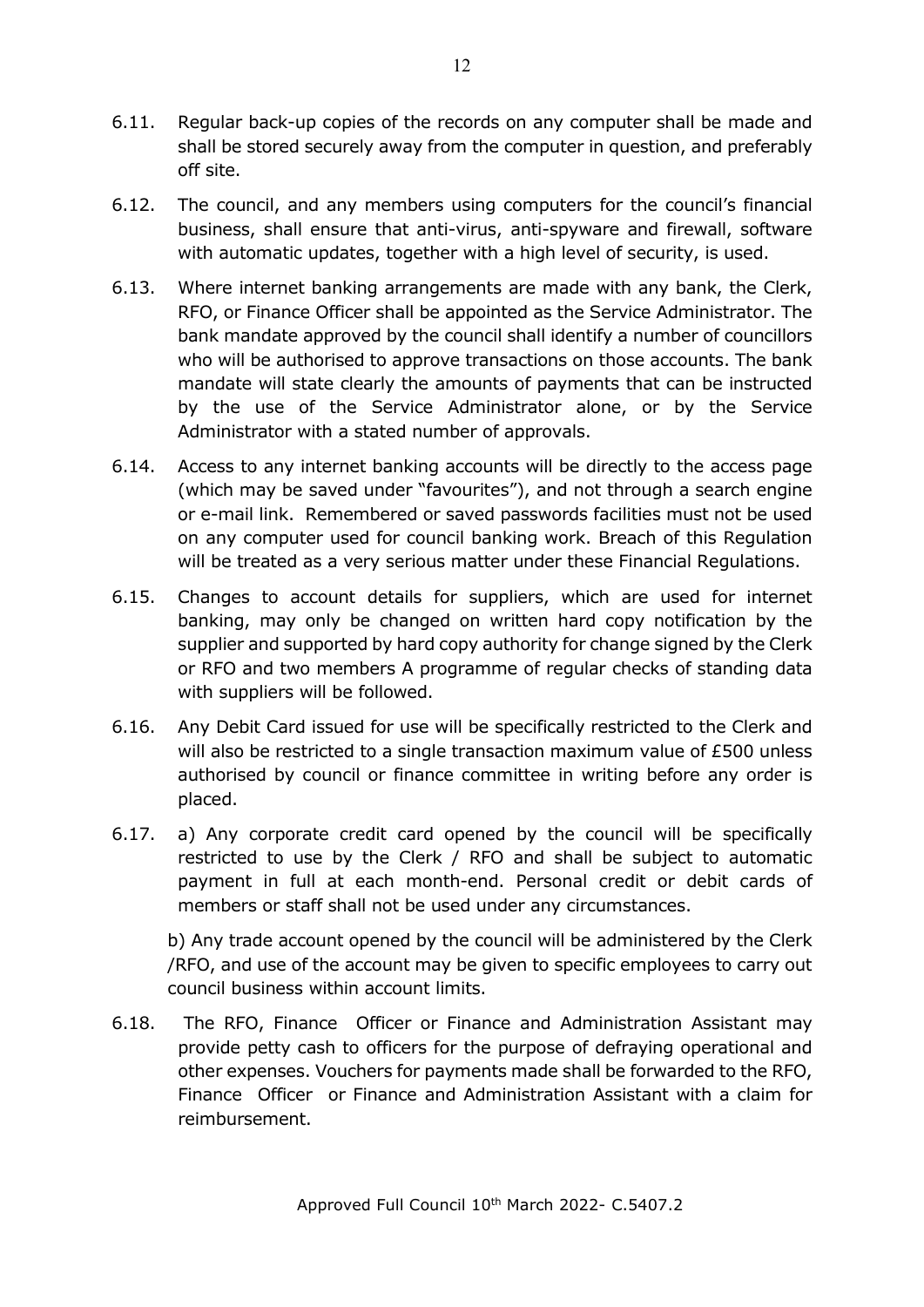6.11. Regular back-up copies of the records on any computer shall be made and shall be stored securely away from the computer in question, and preferably off site.

6.12. The council, and any members using computers for the council's financial business, shall ensure that anti-virus, anti-spyware and firewall, software with automatic updates, together with a high level of security, is used.

6.13. Where internet banking arrangements are made with any bank, the Clerk, RFO, or Finance Officer shall be appointed as the Service Administrator. The bank mandate approved by the council shall identify a number of councillors who will be authorised to approve transactions on those accounts. The bank mandate will state clearly the amounts of payments that can be instructed by the use of the Service Administrator alone, or by the Service Administrator with a stated number of approvals.

6.14. Access to any internet banking accounts will be directly to the access page (which may be saved under "favourites"), and not through a search engine or e-mail link. Remembered or saved passwords facilities must not be used on any computer used for council banking work. Breach of this Regulation will be treated as a very serious matter under these Financial Regulations.

6.15. Changes to account details for suppliers, which are used for internet banking, may only be changed on written hard copy notification by the supplier and supported by hard copy authority for change signed by the Clerk or RFO and two members A programme of regular checks of standing data with suppliers will be followed.

6.16. Any Debit Card issued for use will be specifically restricted to the Clerk and will also be restricted to a single transaction maximum value of £500 unless authorised by council or finance committee in writing before any order is placed.

6.17. a) Any corporate credit card opened by the council will be specifically restricted to use by the Clerk / RFO and shall be subject to automatic payment in full at each month-end. Personal credit or debit cards of members or staff shall not be used under any circumstances.

b) Any trade account opened by the council will be administered by the Clerk /RFO, and use of the account may be given to specific employees to carry out council business within account limits.

6.18. The RFO, Finance Officer or Finance and Administration Assistant may provide petty cash to officers for the purpose of defraying operational and other expenses. Vouchers for payments made shall be forwarded to the RFO, Finance Officer or Finance and Administration Assistant with a claim for reimbursement.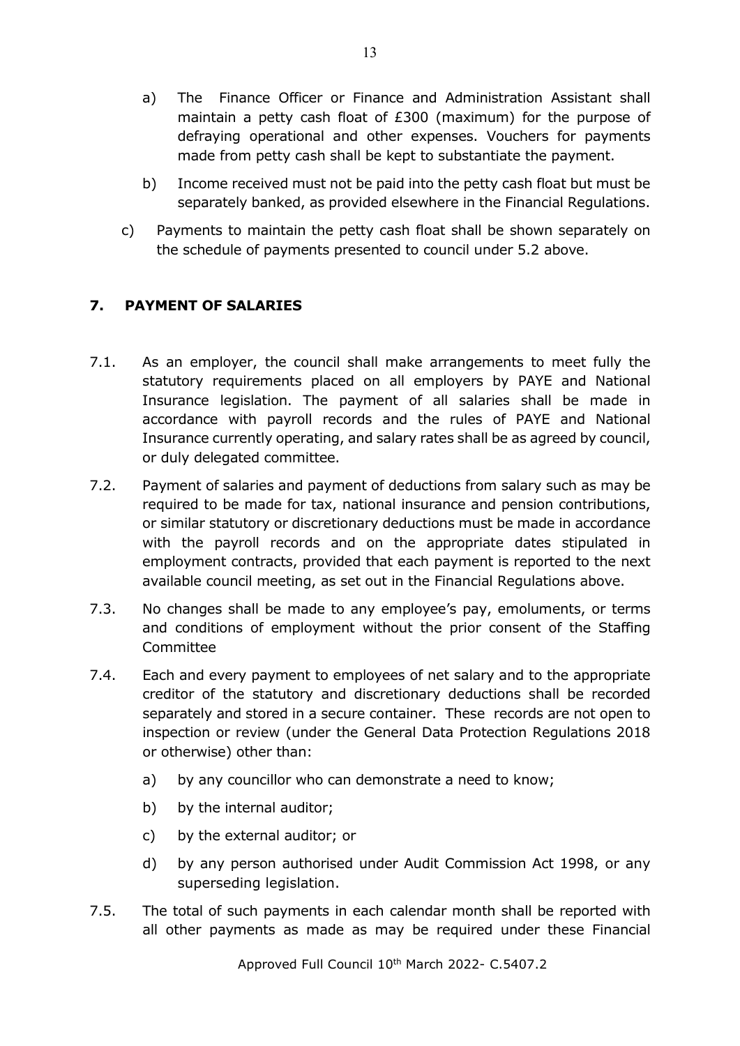a) The Finance Officer or Finance and Administration Assistant shall maintain a petty cash float of £300 (maximum) for the purpose of defraying operational and other expenses. Vouchers for payments made from petty cash shall be kept to substantiate the payment.

b) Income received must not be paid into the petty cash float but must be separately banked, as provided elsewhere in the Financial Regulations.

c) Payments to maintain the petty cash float shall be shown separately on the schedule of payments presented to council under 5.2 above.

## 7. PAYMENT OF SALARIES

7.1. As an employer, the council shall make arrangements to meet fully the statutory requirements placed on all employers by PAYE and National Insurance legislation. The payment of all salaries shall be made in accordance with payroll records and the rules of PAYE and National Insurance currently operating, and salary rates shall be as agreed by council, or duly delegated committee.

7.2. Payment of salaries and payment of deductions from salary such as may be required to be made for tax, national insurance and pension contributions, or similar statutory or discretionary deductions must be made in accordance with the payroll records and on the appropriate dates stipulated in employment contracts, provided that each payment is reported to the next available council meeting, as set out in the Financial Regulations above.

7.3. No changes shall be made to any employee's pay, emoluments, or terms and conditions of employment without the prior consent of the Staffing Committee

7.4. Each and every payment to employees of net salary and to the appropriate creditor of the statutory and discretionary deductions shall be recorded separately and stored in a secure container. These records are not open to inspection or review (under the General Data Protection Regulations 2018 or otherwise) other than:

a) by any councillor who can demonstrate a need to know;

b) by the internal auditor;

c) by the external auditor; or

d) by any person authorised under Audit Commission Act 1998, or any superseding legislation.

7.5. The total of such payments in each calendar month shall be reported with all other payments as made as may be required under these Financial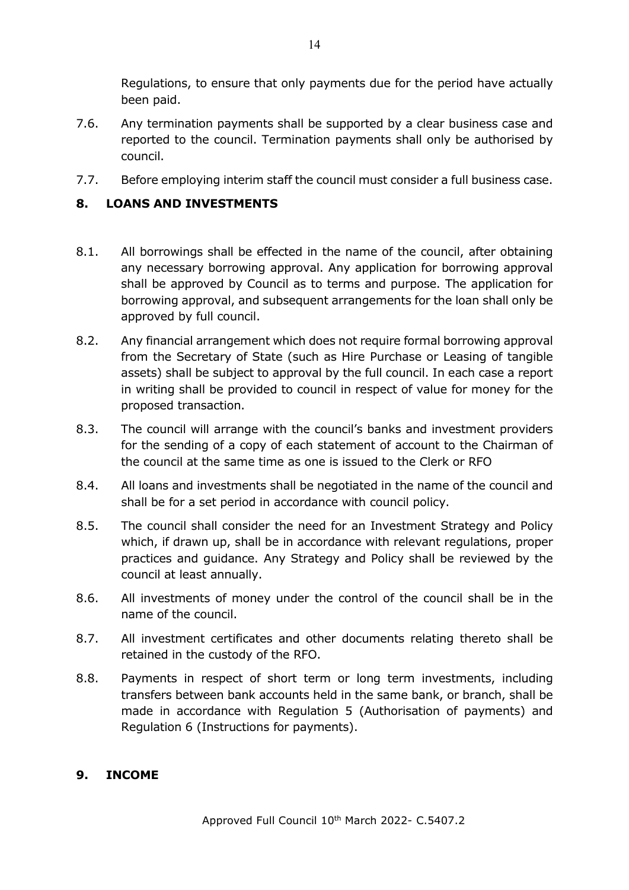Regulations, to ensure that only payments due for the period have actually been paid.

7.6. Any termination payments shall be supported by a clear business case and reported to the council. Termination payments shall only be authorised by council.

7.7. Before employing interim staff the council must consider a full business case.

## 8. LOANS AND INVESTMENTS

8.1. All borrowings shall be effected in the name of the council, after obtaining any necessary borrowing approval. Any application for borrowing approval shall be approved by Council as to terms and purpose. The application for borrowing approval, and subsequent arrangements for the loan shall only be approved by full council.

8.2. Any financial arrangement which does not require formal borrowing approval from the Secretary of State (such as Hire Purchase or Leasing of tangible assets) shall be subject to approval by the full council. In each case a report in writing shall be provided to council in respect of value for money for the proposed transaction.

8.3. The council will arrange with the council's banks and investment providers for the sending of a copy of each statement of account to the Chairman of the council at the same time as one is issued to the Clerk or RFO

8.4. All loans and investments shall be negotiated in the name of the council and shall be for a set period in accordance with council policy.

8.5. The council shall consider the need for an Investment Strategy and Policy which, if drawn up, shall be in accordance with relevant regulations, proper practices and guidance. Any Strategy and Policy shall be reviewed by the council at least annually.

8.6. All investments of money under the control of the council shall be in the name of the council.

8.7. All investment certificates and other documents relating thereto shall be retained in the custody of the RFO.

8.8. Payments in respect of short term or long term investments, including transfers between bank accounts held in the same bank, or branch, shall be made in accordance with Regulation 5 (Authorisation of payments) and Regulation 6 (Instructions for payments).

## 9. INCOME

Approved Full Council 10th March 2022- C.5407.2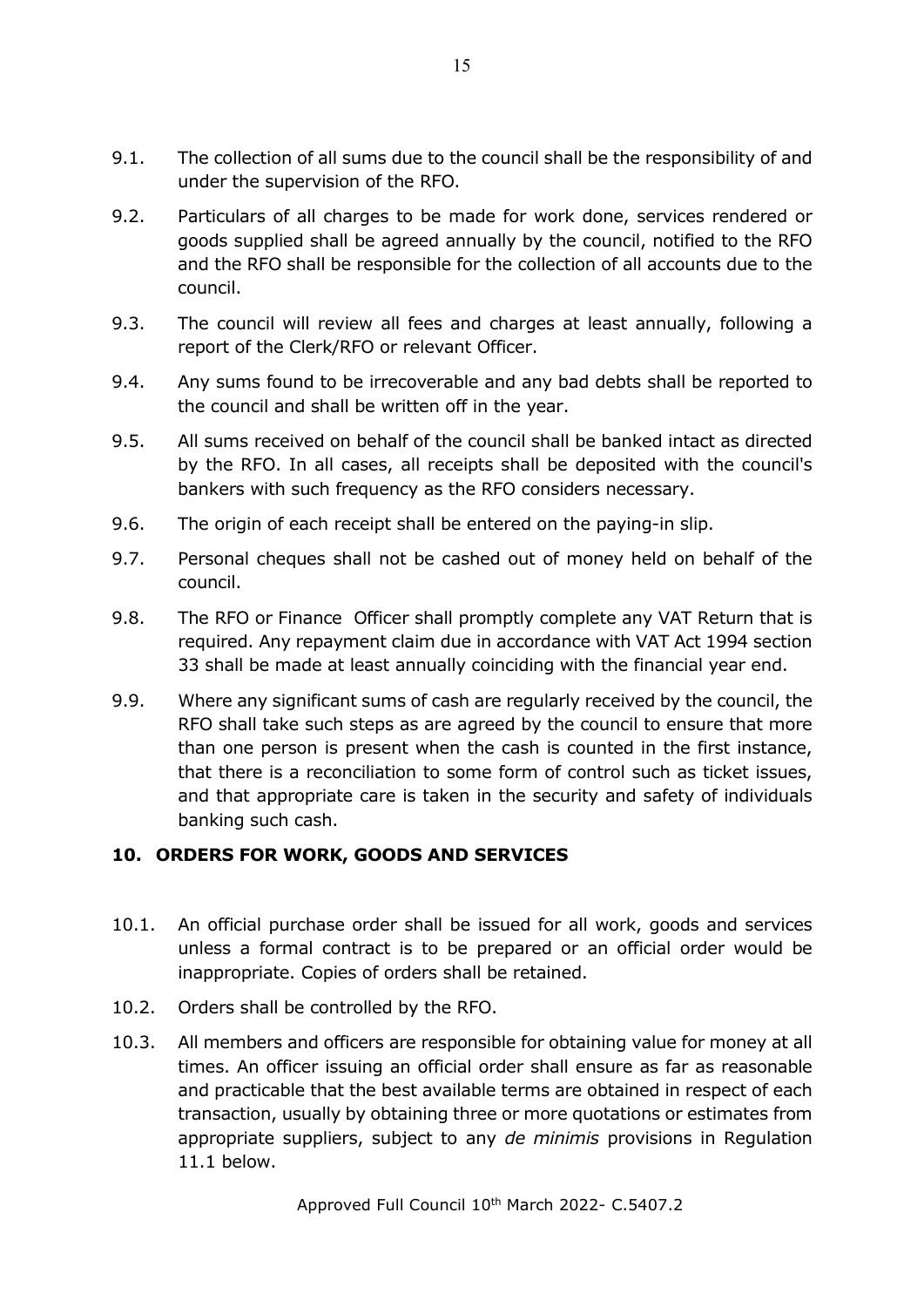9.1. The collection of all sums due to the council shall be the responsibility of and under the supervision of the RFO.

9.2. Particulars of all charges to be made for work done, services rendered or goods supplied shall be agreed annually by the council, notified to the RFO and the RFO shall be responsible for the collection of all accounts due to the council.

9.3. The council will review all fees and charges at least annually, following a report of the Clerk/RFO or relevant Officer.

9.4. Any sums found to be irrecoverable and any bad debts shall be reported to the council and shall be written off in the year.

9.5. All sums received on behalf of the council shall be banked intact as directed by the RFO. In all cases, all receipts shall be deposited with the council's bankers with such frequency as the RFO considers necessary.

9.6. The origin of each receipt shall be entered on the paying-in slip.

9.7. Personal cheques shall not be cashed out of money held on behalf of the council.

9.8. The RFO or Finance Officer shall promptly complete any VAT Return that is required. Any repayment claim due in accordance with VAT Act 1994 section 33 shall be made at least annually coinciding with the financial year end.

9.9. Where any significant sums of cash are regularly received by the council, the RFO shall take such steps as are agreed by the council to ensure that more than one person is present when the cash is counted in the first instance, that there is a reconciliation to some form of control such as ticket issues, and that appropriate care is taken in the security and safety of individuals banking such cash.

## 10. ORDERS FOR WORK, GOODS AND SERVICES

10.1. An official purchase order shall be issued for all work, goods and services unless a formal contract is to be prepared or an official order would be inappropriate. Copies of orders shall be retained.

10.2. Orders shall be controlled by the RFO.

10.3. All members and officers are responsible for obtaining value for money at all times. An officer issuing an official order shall ensure as far as reasonable and practicable that the best available terms are obtained in respect of each transaction, usually by obtaining three or more quotations or estimates from appropriate suppliers, subject to any *de minimis* provisions in Regulation 11.1 below.

Approved Full Council 10th March 2022- C.5407.2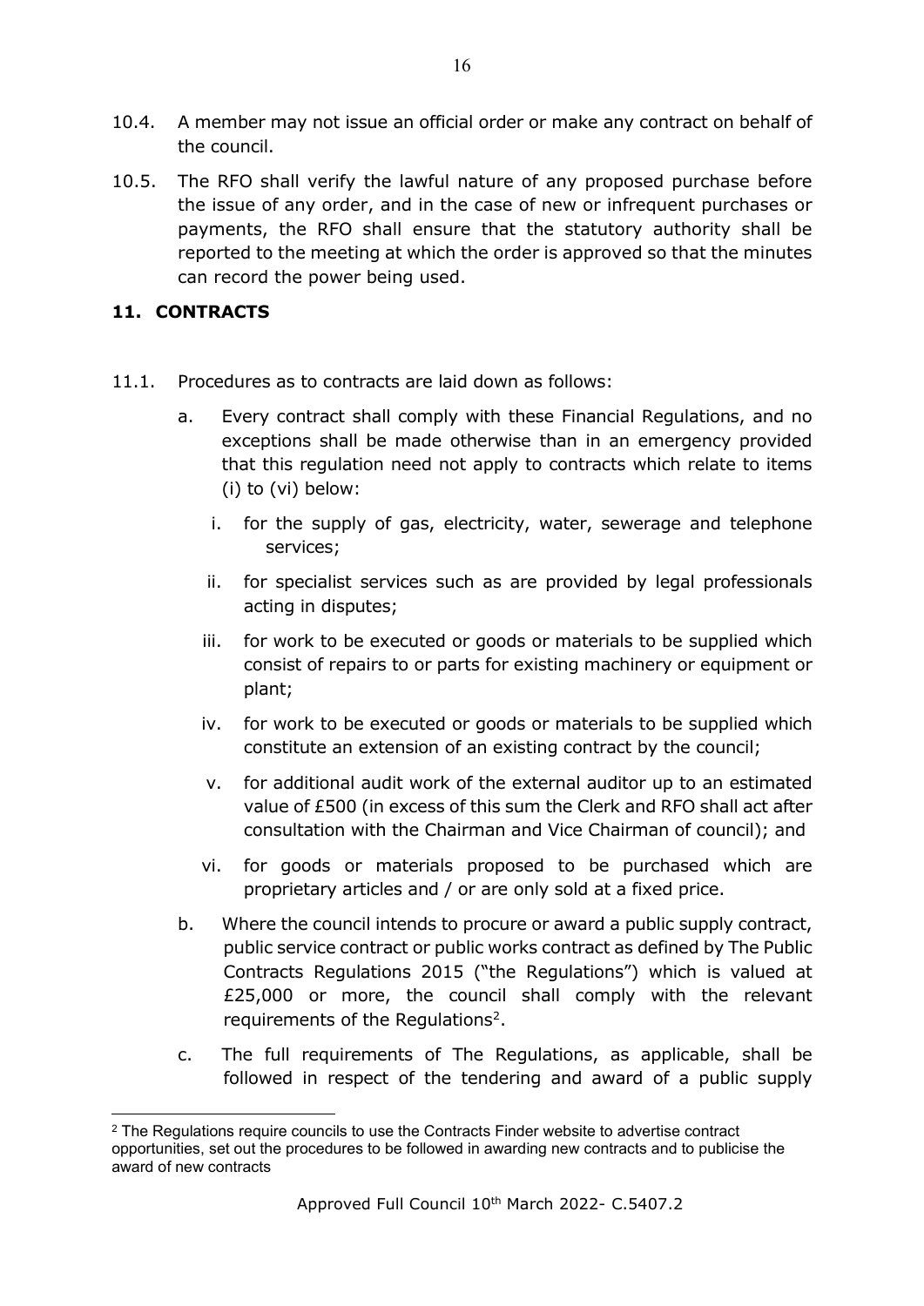10.4. A member may not issue an official order or make any contract on behalf of the council.

10.5. The RFO shall verify the lawful nature of any proposed purchase before the issue of any order, and in the case of new or infrequent purchases or payments, the RFO shall ensure that the statutory authority shall be reported to the meeting at which the order is approved so that the minutes can record the power being used.

## 11. CONTRACTS

11.1. Procedures as to contracts are laid down as follows:

a. Every contract shall comply with these Financial Regulations, and no exceptions shall be made otherwise than in an emergency provided that this regulation need not apply to contracts which relate to items (i) to (vi) below:

   i. for the supply of gas, electricity, water, sewerage and telephone services;

   ii. for specialist services such as are provided by legal professionals acting in disputes;

   iii. for work to be executed or goods or materials to be supplied which consist of repairs to or parts for existing machinery or equipment or plant;

   iv. for work to be executed or goods or materials to be supplied which constitute an extension of an existing contract by the council;

   v. for additional audit work of the external auditor up to an estimated value of £500 (in excess of this sum the Clerk and RFO shall act after consultation with the Chairman and Vice Chairman of council); and

   vi. for goods or materials proposed to be purchased which are proprietary articles and / or are only sold at a fixed price.

b. Where the council intends to procure or award a public supply contract, public service contract or public works contract as defined by The Public Contracts Regulations 2015 ("the Regulations") which is valued at £25,000 or more, the council shall comply with the relevant requirements of the Regulations[2].

c. The full requirements of The Regulations, as applicable, shall be followed in respect of the tendering and award of a public supply

[2] The Regulations require councils to use the Contracts Finder website to advertise contract opportunities, set out the procedures to be followed in awarding new contracts and to publicise the award of new contracts

Approved Full Council 10th March 2022- C.5407.2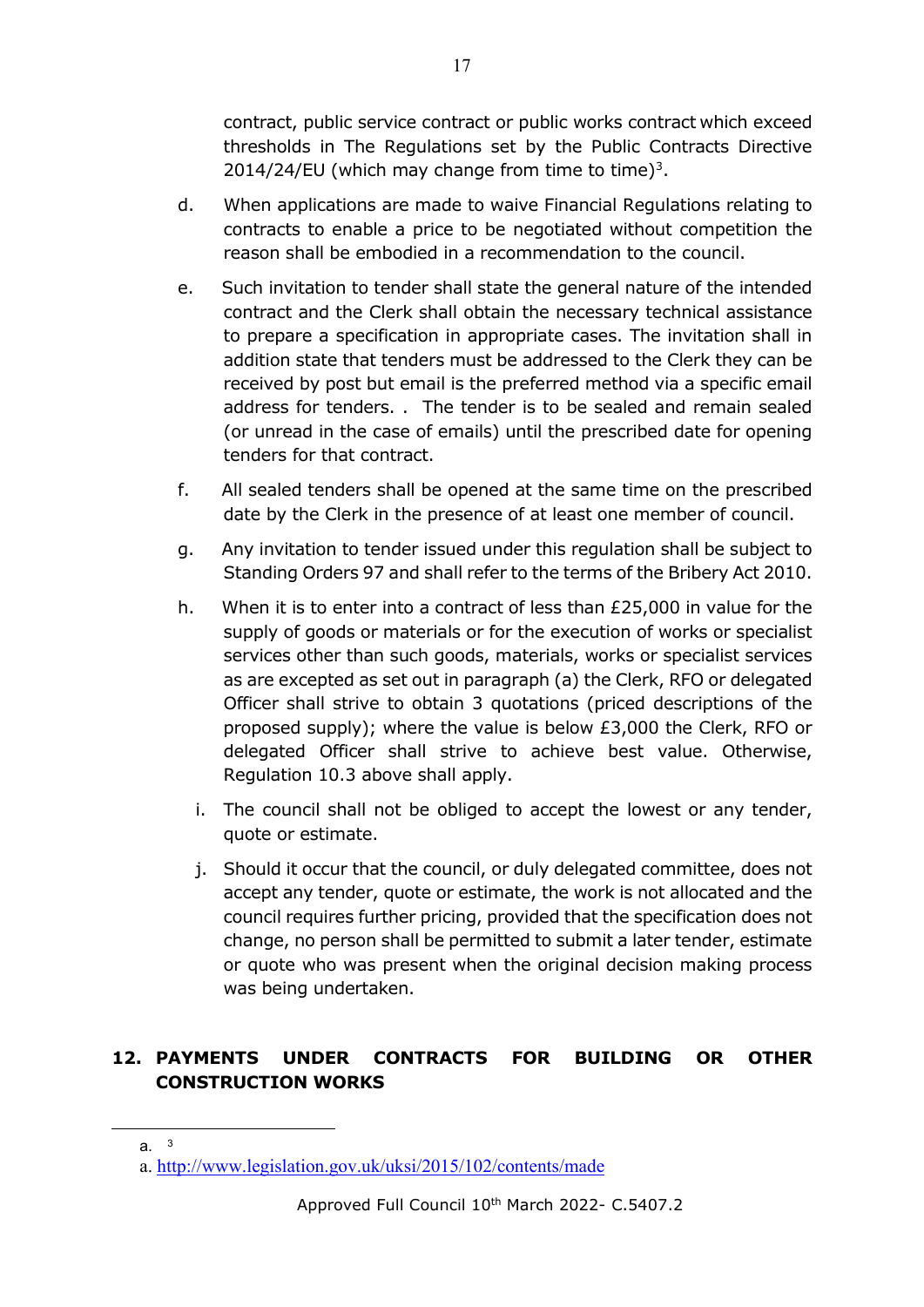contract, public service contract or public works contract which exceed thresholds in The Regulations set by the Public Contracts Directive 2014/24/EU (which may change from time to time)[3].

d. When applications are made to waive Financial Regulations relating to contracts to enable a price to be negotiated without competition the reason shall be embodied in a recommendation to the council.

e. Such invitation to tender shall state the general nature of the intended contract and the Clerk shall obtain the necessary technical assistance to prepare a specification in appropriate cases. The invitation shall in addition state that tenders must be addressed to the Clerk they can be received by post but email is the preferred method via a specific email address for tenders. . The tender is to be sealed and remain sealed (or unread in the case of emails) until the prescribed date for opening tenders for that contract.

f. All sealed tenders shall be opened at the same time on the prescribed date by the Clerk in the presence of at least one member of council.

g. Any invitation to tender issued under this regulation shall be subject to Standing Orders 97 and shall refer to the terms of the Bribery Act 2010.

h. When it is to enter into a contract of less than £25,000 in value for the supply of goods or materials or for the execution of works or specialist services other than such goods, materials, works or specialist services as are excepted as set out in paragraph (a) the Clerk, RFO or delegated Officer shall strive to obtain 3 quotations (priced descriptions of the proposed supply); where the value is below £3,000 the Clerk, RFO or delegated Officer shall strive to achieve best value. Otherwise, Regulation 10.3 above shall apply.

i. The council shall not be obliged to accept the lowest or any tender, quote or estimate.

j. Should it occur that the council, or duly delegated committee, does not accept any tender, quote or estimate, the work is not allocated and the council requires further pricing, provided that the specification does not change, no person shall be permitted to submit a later tender, estimate or quote who was present when the original decision making process was being undertaken.

## 12. PAYMENTS UNDER CONTRACTS FOR BUILDING OR OTHER CONSTRUCTION WORKS

---

a. [3]

a. http://www.legislation.gov.uk/uksi/2015/102/contents/made

Approved Full Council 10th March 2022- C.5407.2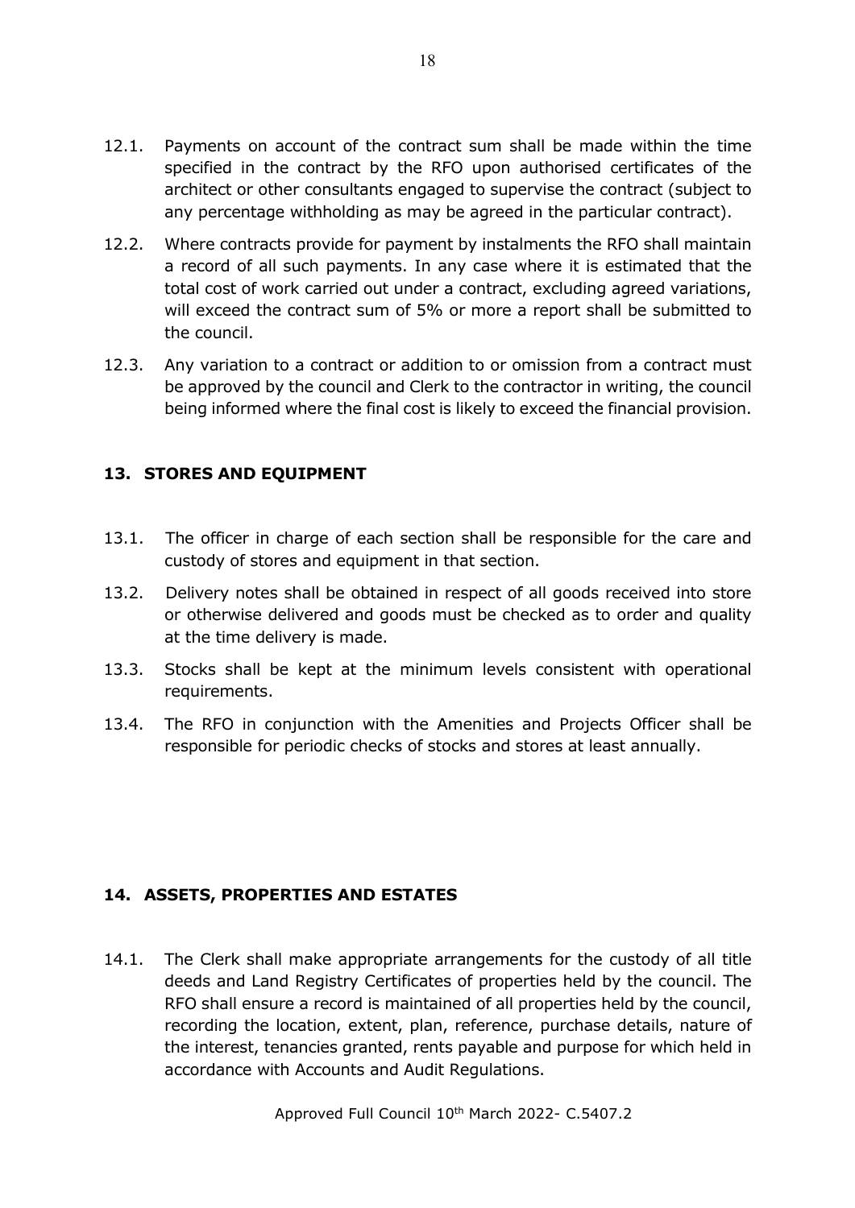12.1. Payments on account of the contract sum shall be made within the time specified in the contract by the RFO upon authorised certificates of the architect or other consultants engaged to supervise the contract (subject to any percentage withholding as may be agreed in the particular contract).

12.2. Where contracts provide for payment by instalments the RFO shall maintain a record of all such payments. In any case where it is estimated that the total cost of work carried out under a contract, excluding agreed variations, will exceed the contract sum of 5% or more a report shall be submitted to the council.

12.3. Any variation to a contract or addition to or omission from a contract must be approved by the council and Clerk to the contractor in writing, the council being informed where the final cost is likely to exceed the financial provision.

## 13. STORES AND EQUIPMENT

13.1. The officer in charge of each section shall be responsible for the care and custody of stores and equipment in that section.

13.2. Delivery notes shall be obtained in respect of all goods received into store or otherwise delivered and goods must be checked as to order and quality at the time delivery is made.

13.3. Stocks shall be kept at the minimum levels consistent with operational requirements.

13.4. The RFO in conjunction with the Amenities and Projects Officer shall be responsible for periodic checks of stocks and stores at least annually.

## 14. ASSETS, PROPERTIES AND ESTATES

14.1. The Clerk shall make appropriate arrangements for the custody of all title deeds and Land Registry Certificates of properties held by the council. The RFO shall ensure a record is maintained of all properties held by the council, recording the location, extent, plan, reference, purchase details, nature of the interest, tenancies granted, rents payable and purpose for which held in accordance with Accounts and Audit Regulations.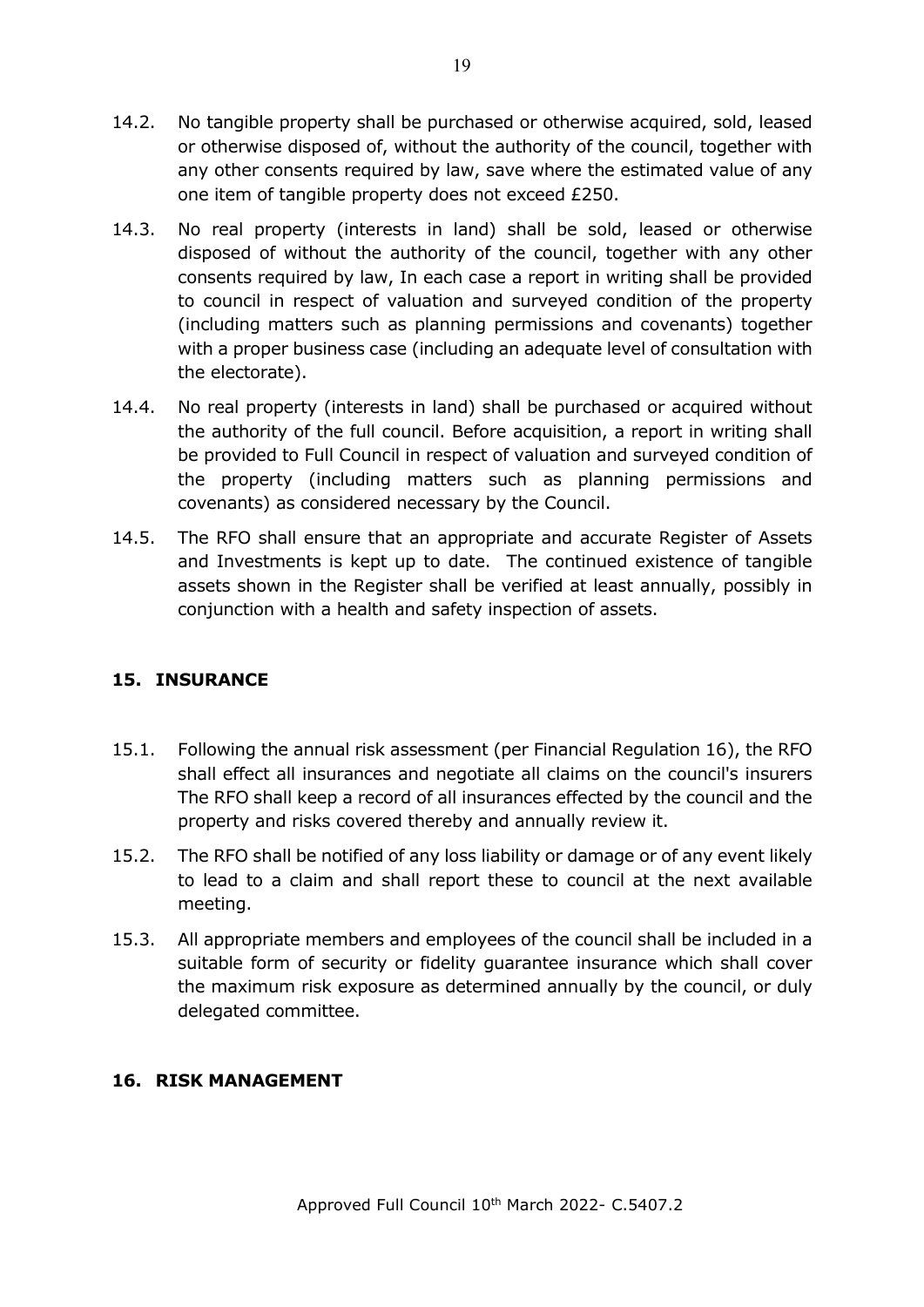14.2. No tangible property shall be purchased or otherwise acquired, sold, leased or otherwise disposed of, without the authority of the council, together with any other consents required by law, save where the estimated value of any one item of tangible property does not exceed £250.

14.3. No real property (interests in land) shall be sold, leased or otherwise disposed of without the authority of the council, together with any other consents required by law, In each case a report in writing shall be provided to council in respect of valuation and surveyed condition of the property (including matters such as planning permissions and covenants) together with a proper business case (including an adequate level of consultation with the electorate).

14.4. No real property (interests in land) shall be purchased or acquired without the authority of the full council. Before acquisition, a report in writing shall be provided to Full Council in respect of valuation and surveyed condition of the property (including matters such as planning permissions and covenants) as considered necessary by the Council.

14.5. The RFO shall ensure that an appropriate and accurate Register of Assets and Investments is kept up to date. The continued existence of tangible assets shown in the Register shall be verified at least annually, possibly in conjunction with a health and safety inspection of assets.

## 15. INSURANCE

15.1. Following the annual risk assessment (per Financial Regulation 16), the RFO shall effect all insurances and negotiate all claims on the council's insurers The RFO shall keep a record of all insurances effected by the council and the property and risks covered thereby and annually review it.

15.2. The RFO shall be notified of any loss liability or damage or of any event likely to lead to a claim and shall report these to council at the next available meeting.

15.3. All appropriate members and employees of the council shall be included in a suitable form of security or fidelity guarantee insurance which shall cover the maximum risk exposure as determined annually by the council, or duly delegated committee.

## 16. RISK MANAGEMENT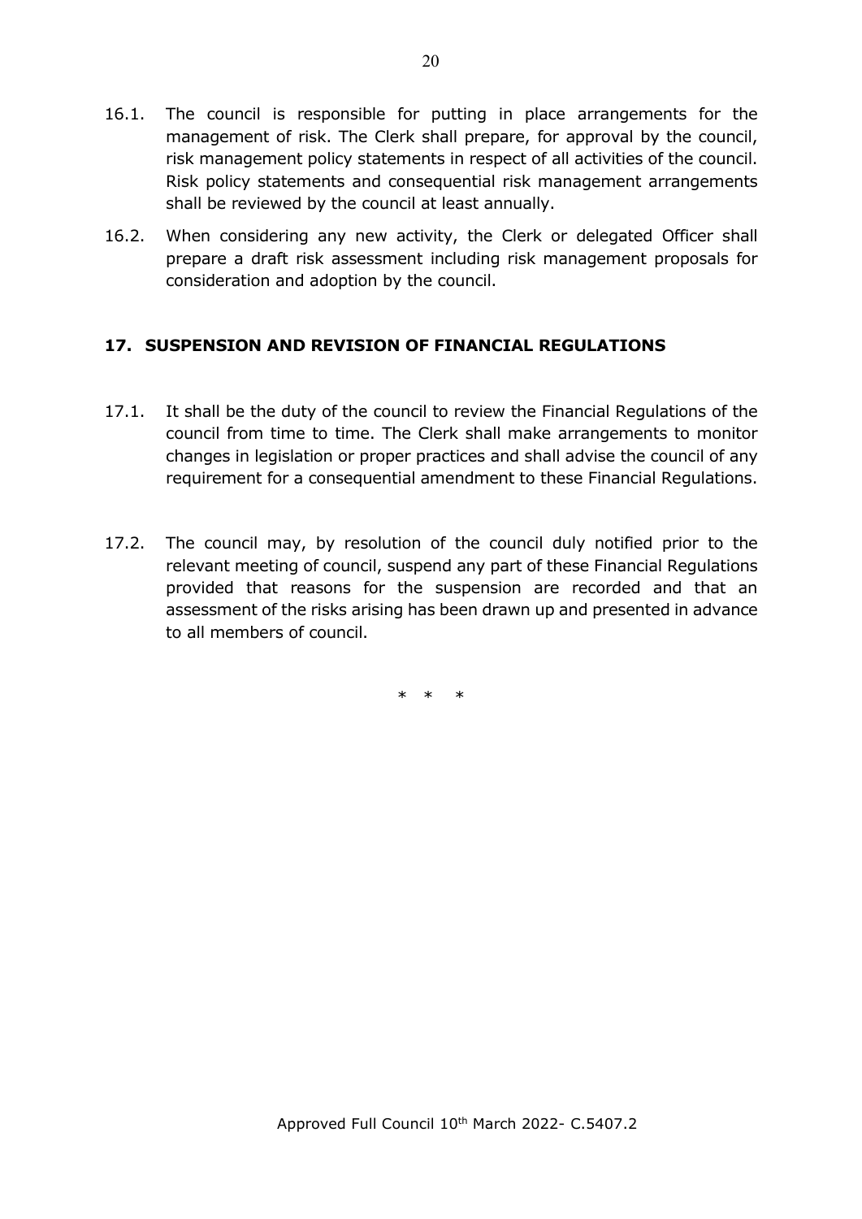16.1. The council is responsible for putting in place arrangements for the management of risk. The Clerk shall prepare, for approval by the council, risk management policy statements in respect of all activities of the council. Risk policy statements and consequential risk management arrangements shall be reviewed by the council at least annually.

16.2. When considering any new activity, the Clerk or delegated Officer shall prepare a draft risk assessment including risk management proposals for consideration and adoption by the council.

## 17. SUSPENSION AND REVISION OF FINANCIAL REGULATIONS

17.1. It shall be the duty of the council to review the Financial Regulations of the council from time to time. The Clerk shall make arrangements to monitor changes in legislation or proper practices and shall advise the council of any requirement for a consequential amendment to these Financial Regulations.

17.2. The council may, by resolution of the council duly notified prior to the relevant meeting of council, suspend any part of these Financial Regulations provided that reasons for the suspension are recorded and that an assessment of the risks arising has been drawn up and presented in advance to all members of council.

\* \* \*

Approved Full Council 10th March 2022- C.5407.2